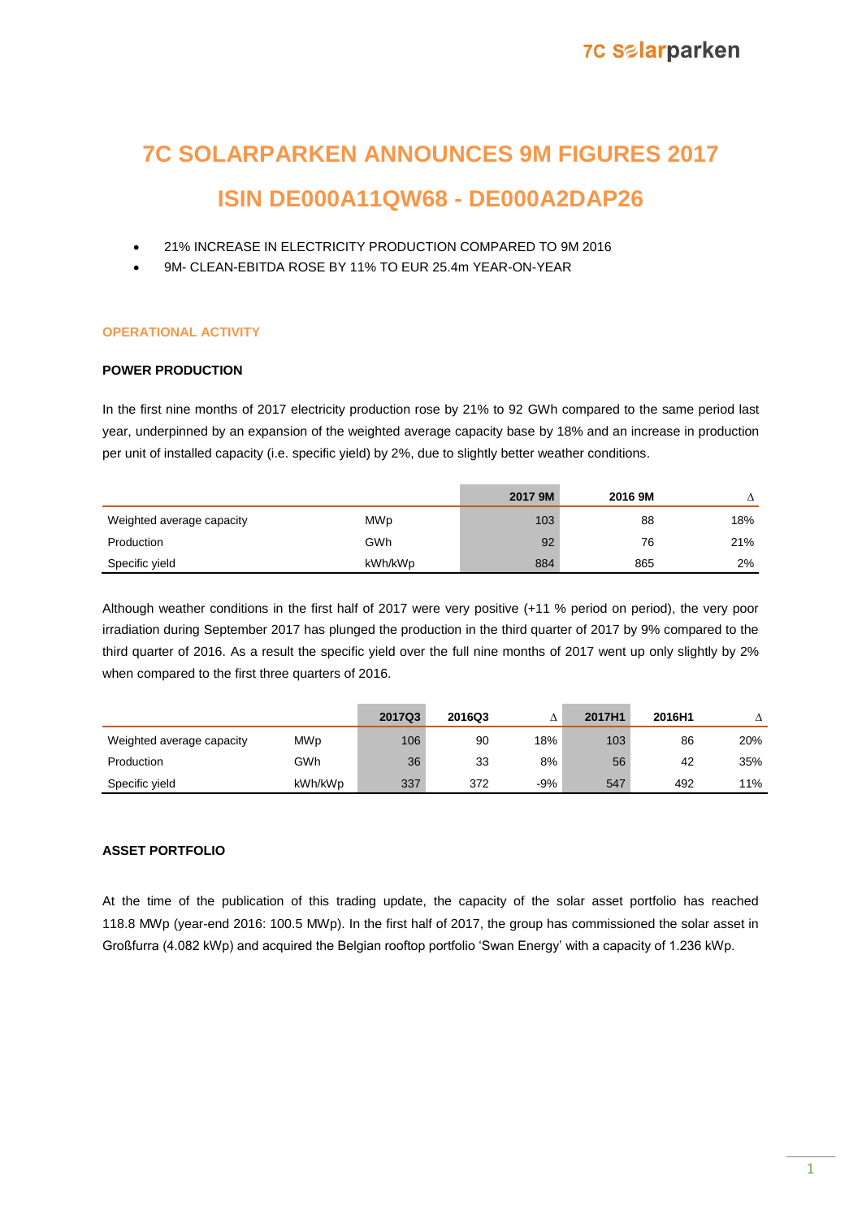# 7C SOLARPARKEN ANNOUNCES 9M FIGURES 2017

# ISIN DE000A11QW68 - DE000A2DAP26

- 21% INCREASE IN ELECTRICITY PRODUCTION COMPARED TO 9M 2016
- 9M- CLEAN-EBITDA ROSE BY 11% TO EUR 25.4m YEAR-ON-YEAR

## OPERATIONAL ACTIVITY

### POWER PRODUCTION

In the first nine months of 2017 electricity production rose by 21% to 92 GWh compared to the same period last year, underpinned by an expansion of the weighted average capacity base by 18% and an increase in production per unit of installed capacity (i.e. specific yield) by 2%, due to slightly better weather conditions.

| | | 2017 9M | 2016 9M | Δ |
|---|---|---|---|---|
| Weighted average capacity | MWp | 103 | 88 | 18% |
| Production | GWh | 92 | 76 | 21% |
| Specific yield | kWh/kWp | 884 | 865 | 2% |

Although weather conditions in the first half of 2017 were very positive (+11 % period on period), the very poor irradiation during September 2017 has plunged the production in the third quarter of 2017 by 9% compared to the third quarter of 2016. As a result the specific yield over the full nine months of 2017 went up only slightly by 2% when compared to the first three quarters of 2016.

| | | 2017Q3 | 2016Q3 | Δ | 2017H1 | 2016H1 | Δ |
|---|---|---|---|---|---|---|---|
| Weighted average capacity | MWp | 106 | 90 | 18% | 103 | 86 | 20% |
| Production | GWh | 36 | 33 | 8% | 56 | 42 | 35% |
| Specific yield | kWh/kWp | 337 | 372 | -9% | 547 | 492 | 11% |

### ASSET PORTFOLIO

At the time of the publication of this trading update, the capacity of the solar asset portfolio has reached 118.8 MWp (year-end 2016: 100.5 MWp). In the first half of 2017, the group has commissioned the solar asset in Großfurra (4.082 kWp) and acquired the Belgian rooftop portfolio 'Swan Energy' with a capacity of 1.236 kWp.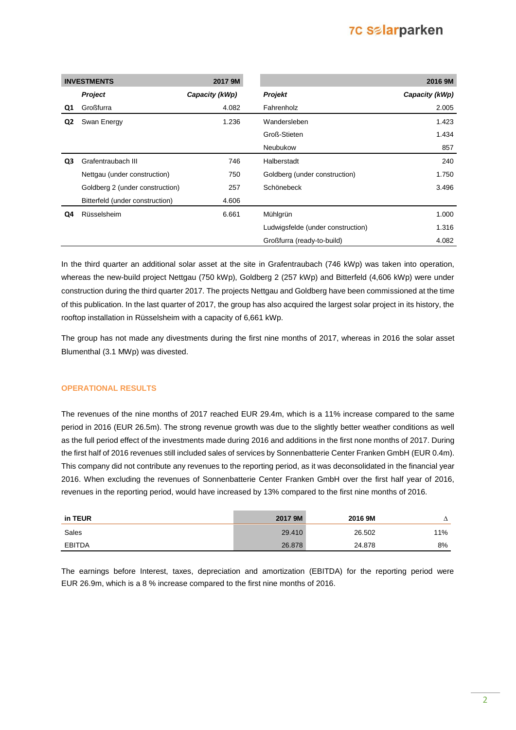| INVESTMENTS | | 2017 9M | | 2016 9M |
|---|---|---|---|---|
| | *Project* | *Capacity (kWp)* | *Projekt* | *Capacity (kWp)* |
| **Q1** | Großfurra | 4.082 | Fahrenholz | 2.005 |
| **Q2** | Swan Energy | 1.236 | Wandersleben | 1.423 |
| | | | Groß-Stieten | 1.434 |
| | | | Neubukow | 857 |
| **Q3** | Grafentraubach III | 746 | Halberstadt | 240 |
| | Nettgau (under construction) | 750 | Goldberg (under construction) | 1.750 |
| | Goldberg 2 (under construction) | 257 | Schönebeck | 3.496 |
| | Bitterfeld (under construction) | 4.606 | | |
| **Q4** | Rüsselsheim | 6.661 | Mühlgrün | 1.000 |
| | | | Ludwigsfelde (under construction) | 1.316 |
| | | | Großfurra (ready-to-build) | 4.082 |

In the third quarter an additional solar asset at the site in Grafentraubach (746 kWp) was taken into operation, whereas the new-build project Nettgau (750 kWp), Goldberg 2 (257 kWp) and Bitterfeld (4,606 kWp) were under construction during the third quarter 2017. The projects Nettgau and Goldberg have been commissioned at the time of this publication. In the last quarter of 2017, the group has also acquired the largest solar project in its history, the rooftop installation in Rüsselsheim with a capacity of 6,661 kWp.

The group has not made any divestments during the first nine months of 2017, whereas in 2016 the solar asset Blumenthal (3.1 MWp) was divested.

## OPERATIONAL RESULTS

The revenues of the nine months of 2017 reached EUR 29.4m, which is a 11% increase compared to the same period in 2016 (EUR 26.5m). The strong revenue growth was due to the slightly better weather conditions as well as the full period effect of the investments made during 2016 and additions in the first none months of 2017. During the first half of 2016 revenues still included sales of services by Sonnenbatterie Center Franken GmbH (EUR 0.4m). This company did not contribute any revenues to the reporting period, as it was deconsolidated in the financial year 2016. When excluding the revenues of Sonnenbatterie Center Franken GmbH over the first half year of 2016, revenues in the reporting period, would have increased by 13% compared to the first nine months of 2016.

| in TEUR | 2017 9M | 2016 9M | Δ |
|---|---|---|---|
| Sales | 29.410 | 26.502 | 11% |
| EBITDA | 26.878 | 24.878 | 8% |

The earnings before Interest, taxes, depreciation and amortization (EBITDA) for the reporting period were EUR 26.9m, which is a 8 % increase compared to the first nine months of 2016.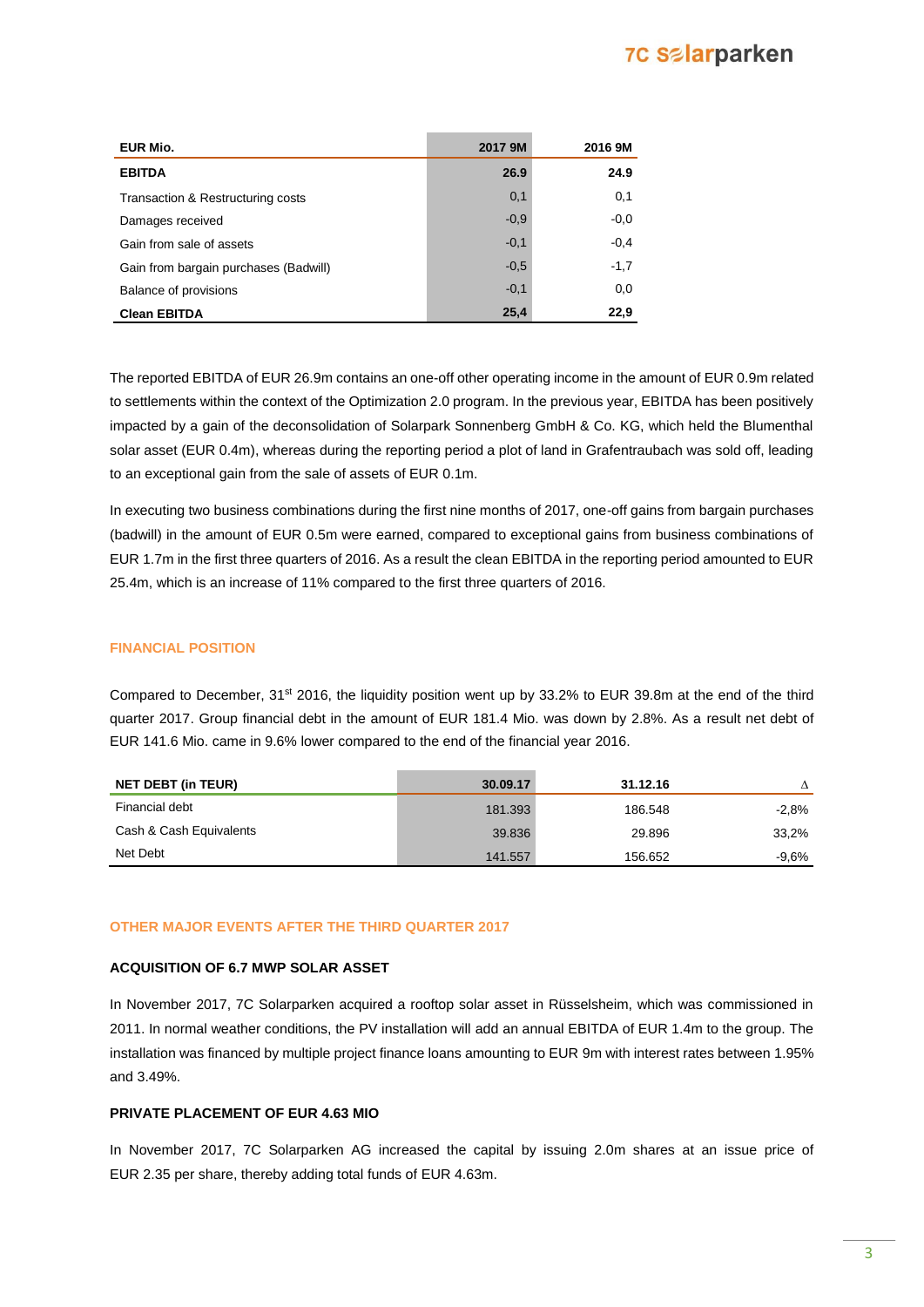| EUR Mio. | 2017 9M | 2016 9M |
|---|---|---|
| **EBITDA** | **26.9** | **24.9** |
| Transaction & Restructuring costs | 0,1 | 0,1 |
| Damages received | -0,9 | -0,0 |
| Gain from sale of assets | -0,1 | -0,4 |
| Gain from bargain purchases (Badwill) | -0,5 | -1,7 |
| Balance of provisions | -0,1 | 0,0 |
| **Clean EBITDA** | **25,4** | **22,9** |

The reported EBITDA of EUR 26.9m contains an one-off other operating income in the amount of EUR 0.9m related to settlements within the context of the Optimization 2.0 program. In the previous year, EBITDA has been positively impacted by a gain of the deconsolidation of Solarpark Sonnenberg GmbH & Co. KG, which held the Blumenthal solar asset (EUR 0.4m), whereas during the reporting period a plot of land in Grafentraubach was sold off, leading to an exceptional gain from the sale of assets of EUR 0.1m.

In executing two business combinations during the first nine months of 2017, one-off gains from bargain purchases (badwill) in the amount of EUR 0.5m were earned, compared to exceptional gains from business combinations of EUR 1.7m in the first three quarters of 2016. As a result the clean EBITDA in the reporting period amounted to EUR 25.4m, which is an increase of 11% compared to the first three quarters of 2016.

## FINANCIAL POSITION

Compared to December, 31st 2016, the liquidity position went up by 33.2% to EUR 39.8m at the end of the third quarter 2017. Group financial debt in the amount of EUR 181.4 Mio. was down by 2.8%. As a result net debt of EUR 141.6 Mio. came in 9.6% lower compared to the end of the financial year 2016.

| NET DEBT (in TEUR) | 30.09.17 | 31.12.16 | Δ |
|---|---|---|---|
| Financial debt | 181.393 | 186.548 | -2,8% |
| Cash & Cash Equivalents | 39.836 | 29.896 | 33,2% |
| Net Debt | 141.557 | 156.652 | -9,6% |

## OTHER MAJOR EVENTS AFTER THE THIRD QUARTER 2017

### ACQUISITION OF 6.7 MWP SOLAR ASSET

In November 2017, 7C Solarparken acquired a rooftop solar asset in Rüsselsheim, which was commissioned in 2011. In normal weather conditions, the PV installation will add an annual EBITDA of EUR 1.4m to the group. The installation was financed by multiple project finance loans amounting to EUR 9m with interest rates between 1.95% and 3.49%.

### PRIVATE PLACEMENT OF EUR 4.63 MIO

In November 2017, 7C Solarparken AG increased the capital by issuing 2.0m shares at an issue price of EUR 2.35 per share, thereby adding total funds of EUR 4.63m.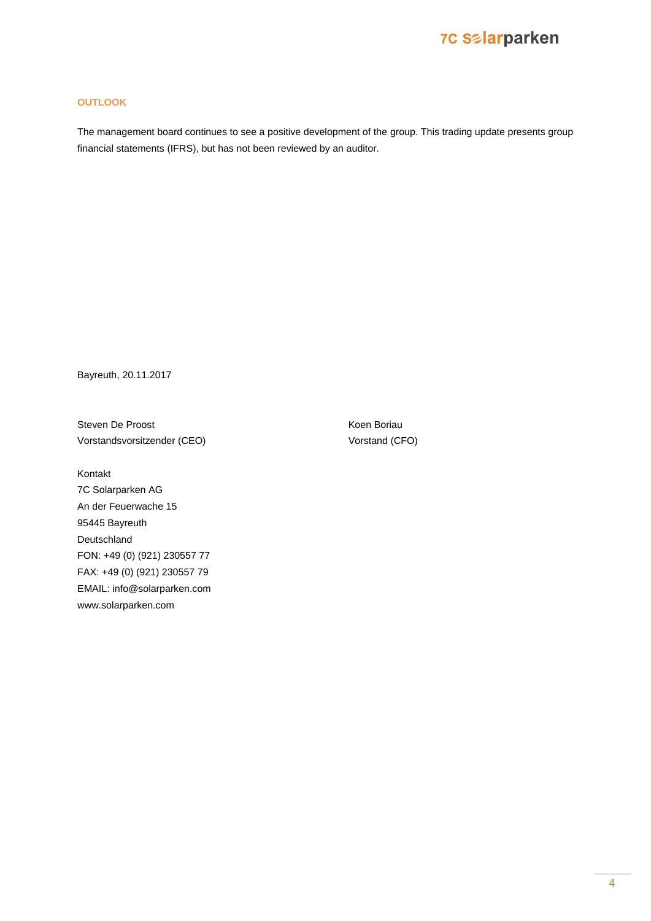## OUTLOOK

The management board continues to see a positive development of the group. This trading update presents group financial statements (IFRS), but has not been reviewed by an auditor.

Bayreuth, 20.11.2017

Steven De Proost
Vorstandsvorsitzender (CEO)

Koen Boriau
Vorstand (CFO)

Kontakt
7C Solarparken AG
An der Feuerwache 15
95445 Bayreuth
Deutschland
FON: +49 (0) (921) 230557 77
FAX: +49 (0) (921) 230557 79
EMAIL: info@solarparken.com
www.solarparken.com